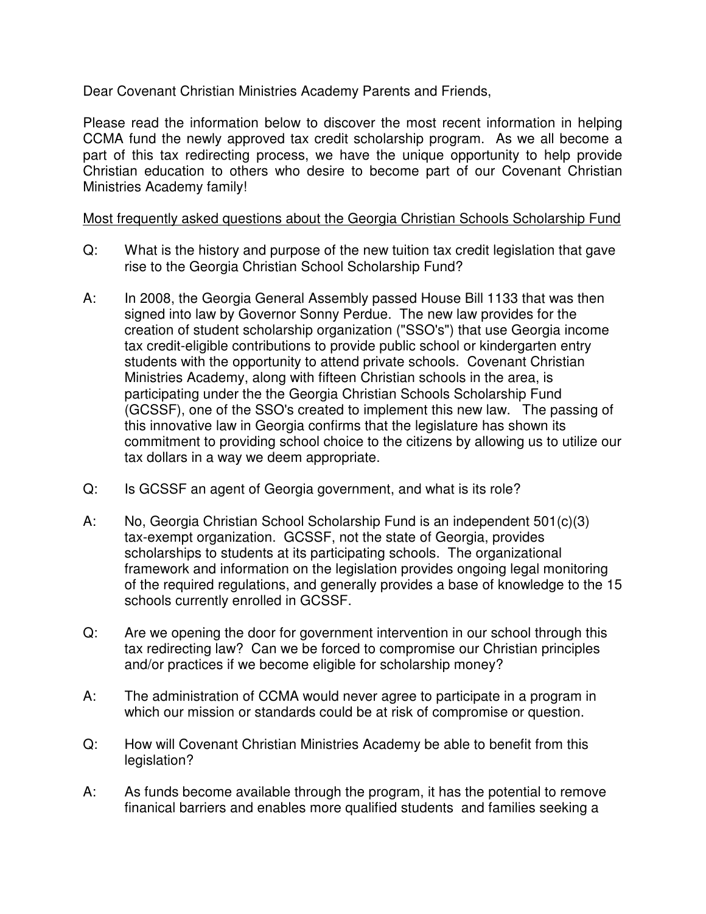Dear Covenant Christian Ministries Academy Parents and Friends,

Please read the information below to discover the most recent information in helping CCMA fund the newly approved tax credit scholarship program. As we all become a part of this tax redirecting process, we have the unique opportunity to help provide Christian education to others who desire to become part of our Covenant Christian Ministries Academy family!

<u>Most frequently asked questions about the Georgia Christian Schools Scholarship Fund</u>

Q: What is the history and purpose of the new tuition tax credit legislation that gave rise to the Georgia Christian School Scholarship Fund?

A: In 2008, the Georgia General Assembly passed House Bill 1133 that was then signed into law by Governor Sonny Perdue. The new law provides for the creation of student scholarship organization ("SSO's") that use Georgia income tax credit-eligible contributions to provide public school or kindergarten entry students with the opportunity to attend private schools. Covenant Christian Ministries Academy, along with fifteen Christian schools in the area, is participating under the the Georgia Christian Schools Scholarship Fund (GCSSF), one of the SSO's created to implement this new law. The passing of this innovative law in Georgia confirms that the legislature has shown its commitment to providing school choice to the citizens by allowing us to utilize our tax dollars in a way we deem appropriate.

Q: Is GCSSF an agent of Georgia government, and what is its role?

A: No, Georgia Christian School Scholarship Fund is an independent 501(c)(3) tax-exempt organization. GCSSF, not the state of Georgia, provides scholarships to students at its participating schools. The organizational framework and information on the legislation provides ongoing legal monitoring of the required regulations, and generally provides a base of knowledge to the 15 schools currently enrolled in GCSSF.

Q: Are we opening the door for government intervention in our school through this tax redirecting law? Can we be forced to compromise our Christian principles and/or practices if we become eligible for scholarship money?

A: The administration of CCMA would never agree to participate in a program in which our mission or standards could be at risk of compromise or question.

Q: How will Covenant Christian Ministries Academy be able to benefit from this legislation?

A: As funds become available through the program, it has the potential to remove finanical barriers and enables more qualified students and families seeking a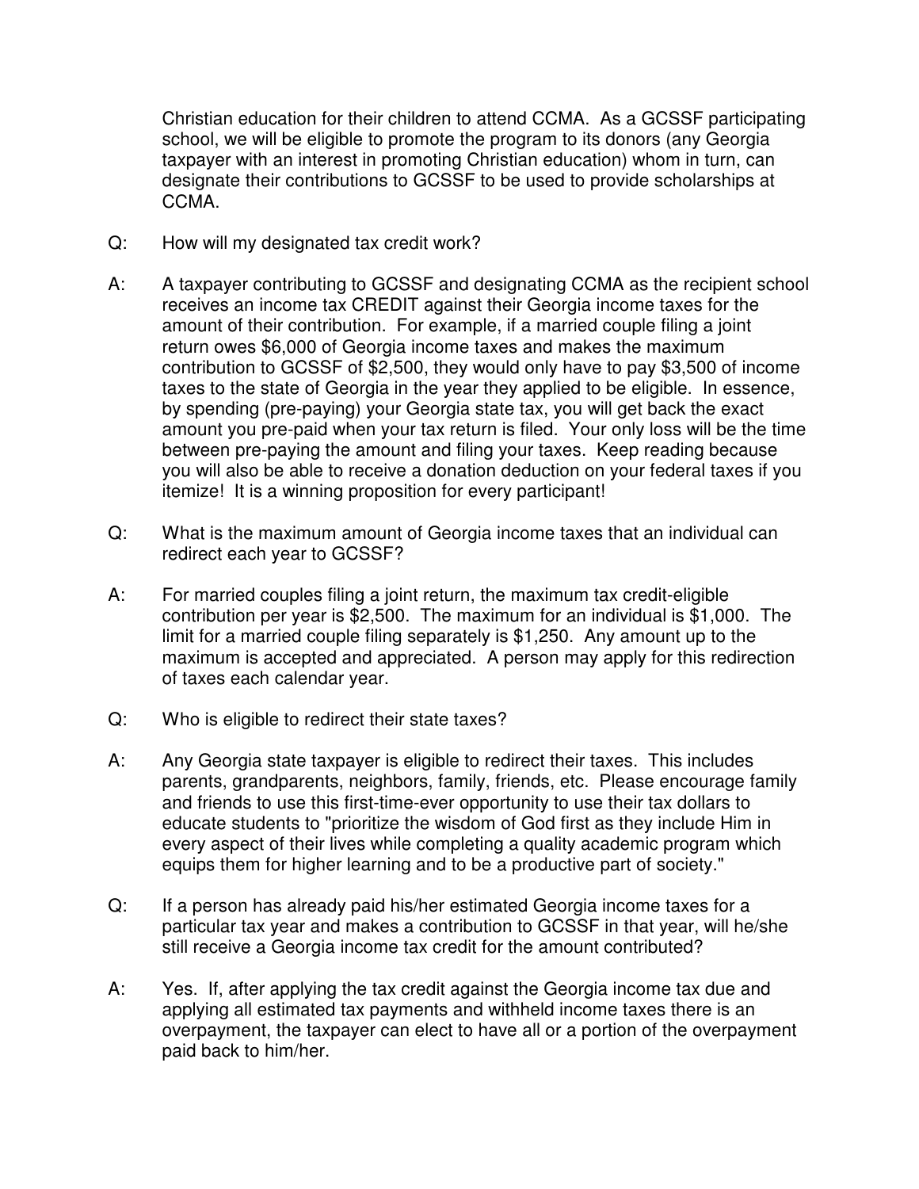Christian education for their children to attend CCMA. As a GCSSF participating school, we will be eligible to promote the program to its donors (any Georgia taxpayer with an interest in promoting Christian education) whom in turn, can designate their contributions to GCSSF to be used to provide scholarships at CCMA.

Q: How will my designated tax credit work?

A: A taxpayer contributing to GCSSF and designating CCMA as the recipient school receives an income tax CREDIT against their Georgia income taxes for the amount of their contribution. For example, if a married couple filing a joint return owes $6,000 of Georgia income taxes and makes the maximum contribution to GCSSF of $2,500, they would only have to pay $3,500 of income taxes to the state of Georgia in the year they applied to be eligible. In essence, by spending (pre-paying) your Georgia state tax, you will get back the exact amount you pre-paid when your tax return is filed. Your only loss will be the time between pre-paying the amount and filing your taxes. Keep reading because you will also be able to receive a donation deduction on your federal taxes if you itemize! It is a winning proposition for every participant!

Q: What is the maximum amount of Georgia income taxes that an individual can redirect each year to GCSSF?

A: For married couples filing a joint return, the maximum tax credit-eligible contribution per year is $2,500. The maximum for an individual is $1,000. The limit for a married couple filing separately is $1,250. Any amount up to the maximum is accepted and appreciated. A person may apply for this redirection of taxes each calendar year.

Q: Who is eligible to redirect their state taxes?

A: Any Georgia state taxpayer is eligible to redirect their taxes. This includes parents, grandparents, neighbors, family, friends, etc. Please encourage family and friends to use this first-time-ever opportunity to use their tax dollars to educate students to "prioritize the wisdom of God first as they include Him in every aspect of their lives while completing a quality academic program which equips them for higher learning and to be a productive part of society."

Q: If a person has already paid his/her estimated Georgia income taxes for a particular tax year and makes a contribution to GCSSF in that year, will he/she still receive a Georgia income tax credit for the amount contributed?

A: Yes. If, after applying the tax credit against the Georgia income tax due and applying all estimated tax payments and withheld income taxes there is an overpayment, the taxpayer can elect to have all or a portion of the overpayment paid back to him/her.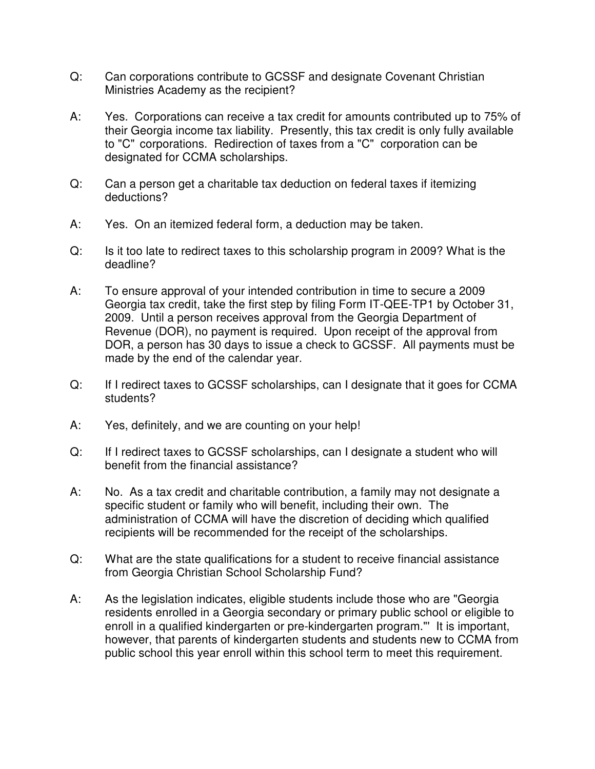Q: Can corporations contribute to GCSSF and designate Covenant Christian Ministries Academy as the recipient?

A: Yes. Corporations can receive a tax credit for amounts contributed up to 75% of their Georgia income tax liability. Presently, this tax credit is only fully available to "C" corporations. Redirection of taxes from a "C" corporation can be designated for CCMA scholarships.

Q: Can a person get a charitable tax deduction on federal taxes if itemizing deductions?

A: Yes. On an itemized federal form, a deduction may be taken.

Q: Is it too late to redirect taxes to this scholarship program in 2009? What is the deadline?

A: To ensure approval of your intended contribution in time to secure a 2009 Georgia tax credit, take the first step by filing Form IT-QEE-TP1 by October 31, 2009. Until a person receives approval from the Georgia Department of Revenue (DOR), no payment is required. Upon receipt of the approval from DOR, a person has 30 days to issue a check to GCSSF. All payments must be made by the end of the calendar year.

Q: If I redirect taxes to GCSSF scholarships, can I designate that it goes for CCMA students?

A: Yes, definitely, and we are counting on your help!

Q: If I redirect taxes to GCSSF scholarships, can I designate a student who will benefit from the financial assistance?

A: No. As a tax credit and charitable contribution, a family may not designate a specific student or family who will benefit, including their own. The administration of CCMA will have the discretion of deciding which qualified recipients will be recommended for the receipt of the scholarships.

Q: What are the state qualifications for a student to receive financial assistance from Georgia Christian School Scholarship Fund?

A: As the legislation indicates, eligible students include those who are "Georgia residents enrolled in a Georgia secondary or primary public school or eligible to enroll in a qualified kindergarten or pre-kindergarten program."' It is important, however, that parents of kindergarten students and students new to CCMA from public school this year enroll within this school term to meet this requirement.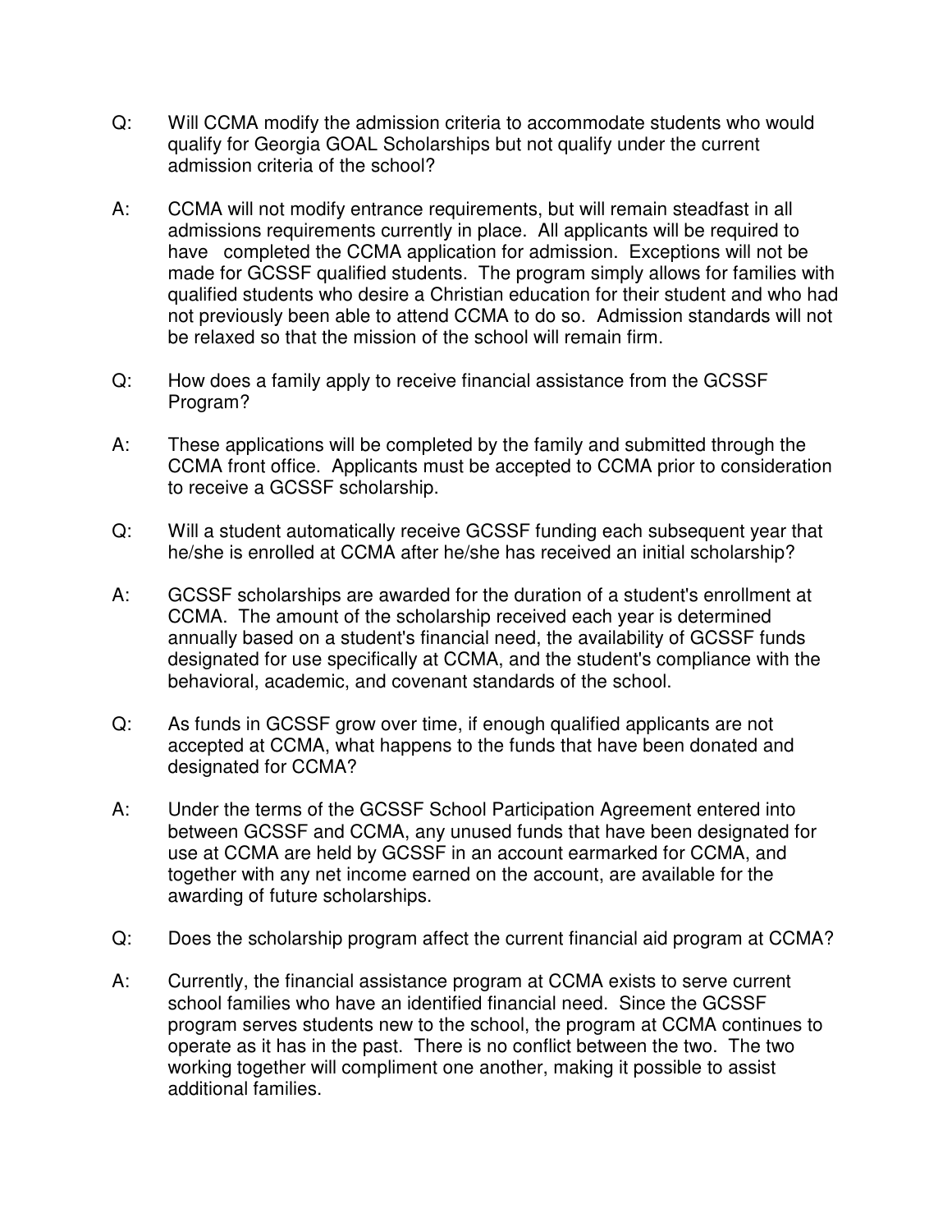Q: Will CCMA modify the admission criteria to accommodate students who would qualify for Georgia GOAL Scholarships but not qualify under the current admission criteria of the school?

A: CCMA will not modify entrance requirements, but will remain steadfast in all admissions requirements currently in place. All applicants will be required to have completed the CCMA application for admission. Exceptions will not be made for GCSSF qualified students. The program simply allows for families with qualified students who desire a Christian education for their student and who had not previously been able to attend CCMA to do so. Admission standards will not be relaxed so that the mission of the school will remain firm.

Q: How does a family apply to receive financial assistance from the GCSSF Program?

A: These applications will be completed by the family and submitted through the CCMA front office. Applicants must be accepted to CCMA prior to consideration to receive a GCSSF scholarship.

Q: Will a student automatically receive GCSSF funding each subsequent year that he/she is enrolled at CCMA after he/she has received an initial scholarship?

A: GCSSF scholarships are awarded for the duration of a student's enrollment at CCMA. The amount of the scholarship received each year is determined annually based on a student's financial need, the availability of GCSSF funds designated for use specifically at CCMA, and the student's compliance with the behavioral, academic, and covenant standards of the school.

Q: As funds in GCSSF grow over time, if enough qualified applicants are not accepted at CCMA, what happens to the funds that have been donated and designated for CCMA?

A: Under the terms of the GCSSF School Participation Agreement entered into between GCSSF and CCMA, any unused funds that have been designated for use at CCMA are held by GCSSF in an account earmarked for CCMA, and together with any net income earned on the account, are available for the awarding of future scholarships.

Q: Does the scholarship program affect the current financial aid program at CCMA?

A: Currently, the financial assistance program at CCMA exists to serve current school families who have an identified financial need. Since the GCSSF program serves students new to the school, the program at CCMA continues to operate as it has in the past. There is no conflict between the two. The two working together will compliment one another, making it possible to assist additional families.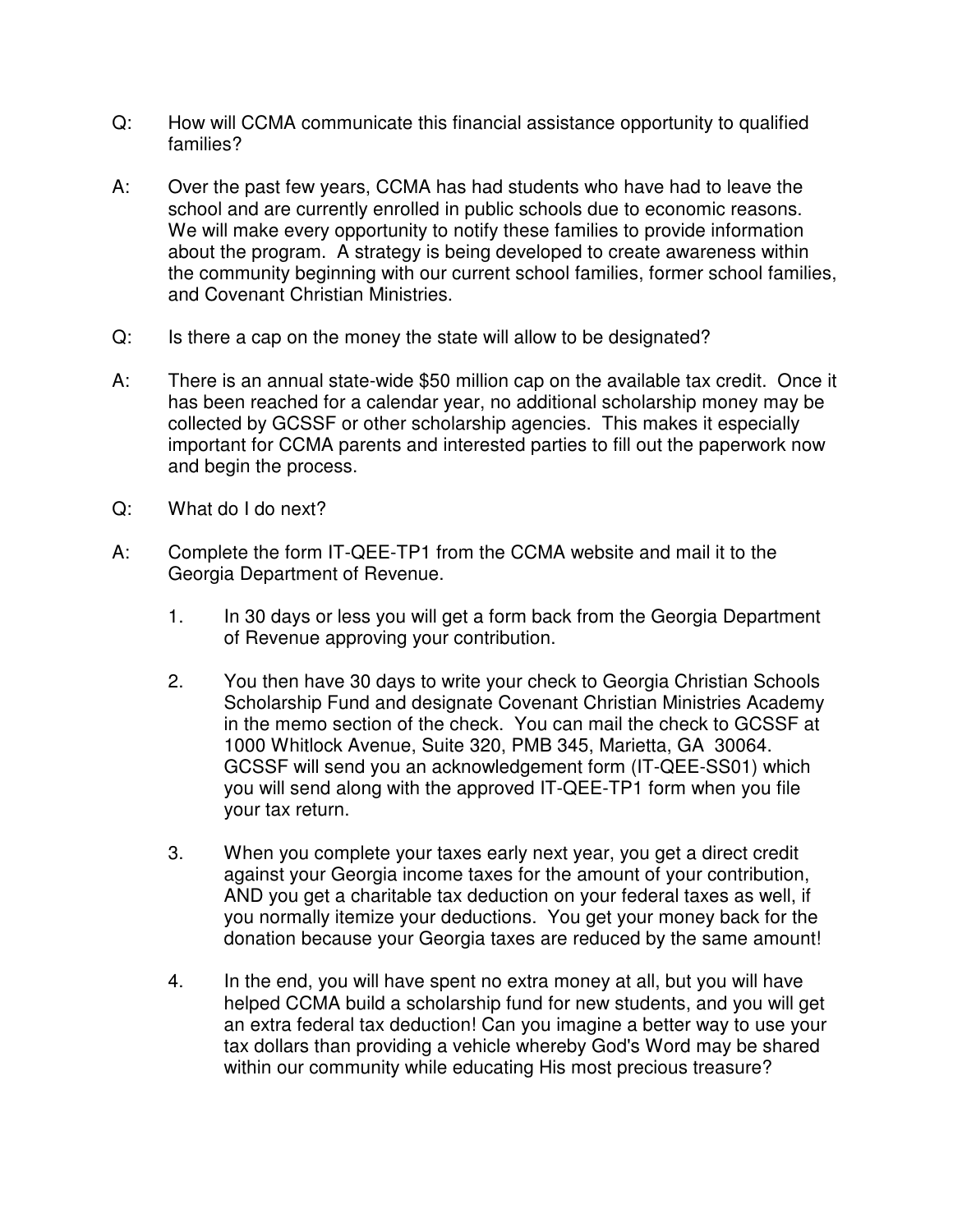Q: How will CCMA communicate this financial assistance opportunity to qualified families?

A: Over the past few years, CCMA has had students who have had to leave the school and are currently enrolled in public schools due to economic reasons. We will make every opportunity to notify these families to provide information about the program. A strategy is being developed to create awareness within the community beginning with our current school families, former school families, and Covenant Christian Ministries.

Q: Is there a cap on the money the state will allow to be designated?

A: There is an annual state-wide $50 million cap on the available tax credit. Once it has been reached for a calendar year, no additional scholarship money may be collected by GCSSF or other scholarship agencies. This makes it especially important for CCMA parents and interested parties to fill out the paperwork now and begin the process.

Q: What do I do next?

A: Complete the form IT-QEE-TP1 from the CCMA website and mail it to the Georgia Department of Revenue.

1. In 30 days or less you will get a form back from the Georgia Department of Revenue approving your contribution.

2. You then have 30 days to write your check to Georgia Christian Schools Scholarship Fund and designate Covenant Christian Ministries Academy in the memo section of the check. You can mail the check to GCSSF at 1000 Whitlock Avenue, Suite 320, PMB 345, Marietta, GA 30064. GCSSF will send you an acknowledgement form (IT-QEE-SS01) which you will send along with the approved IT-QEE-TP1 form when you file your tax return.

3. When you complete your taxes early next year, you get a direct credit against your Georgia income taxes for the amount of your contribution, AND you get a charitable tax deduction on your federal taxes as well, if you normally itemize your deductions. You get your money back for the donation because your Georgia taxes are reduced by the same amount!

4. In the end, you will have spent no extra money at all, but you will have helped CCMA build a scholarship fund for new students, and you will get an extra federal tax deduction! Can you imagine a better way to use your tax dollars than providing a vehicle whereby God's Word may be shared within our community while educating His most precious treasure?